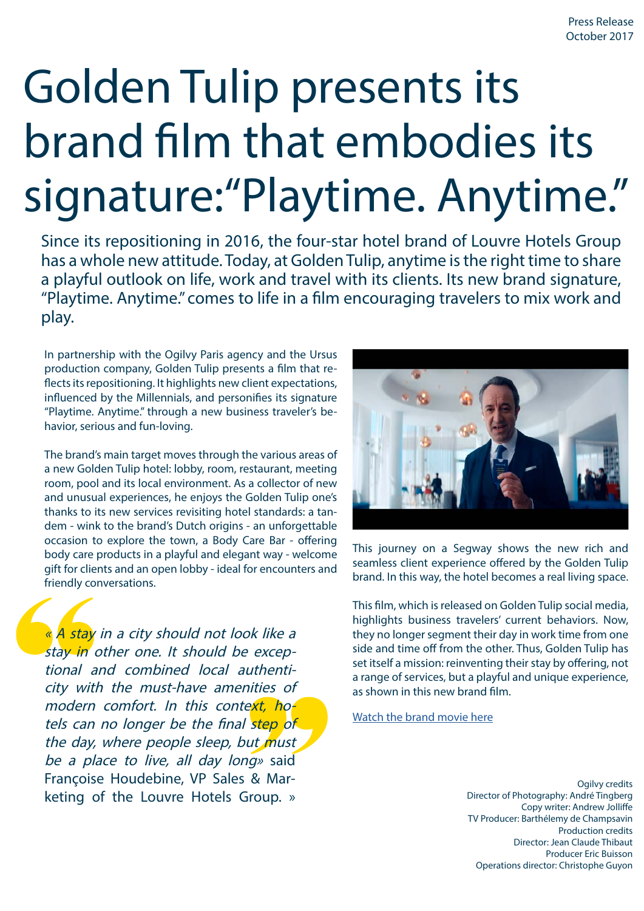Press Release
October 2017

# Golden Tulip presents its brand film that embodies its signature:"Playtime. Anytime."

Since its repositioning in 2016, the four-star hotel brand of Louvre Hotels Group has a whole new attitude. Today, at Golden Tulip, anytime is the right time to share a playful outlook on life, work and travel with its clients. Its new brand signature, "Playtime. Anytime." comes to life in a film encouraging travelers to mix work and play.

In partnership with the Ogilvy Paris agency and the Ursus production company, Golden Tulip presents a film that reflects its repositioning. It highlights new client expectations, influenced by the Millennials, and personifies its signature "Playtime. Anytime." through a new business traveler's behavior, serious and fun-loving.

The brand's main target moves through the various areas of a new Golden Tulip hotel: lobby, room, restaurant, meeting room, pool and its local environment. As a collector of new and unusual experiences, he enjoys the Golden Tulip one's thanks to its new services revisiting hotel standards: a tandem - wink to the brand's Dutch origins - an unforgettable occasion to explore the town, a Body Care Bar - offering body care products in a playful and elegant way - welcome gift for clients and an open lobby - ideal for encounters and friendly conversations.

*« A stay in a city should not look like a stay in other one. It should be exceptional and combined local authenticity with the must-have amenities of modern comfort. In this context, hotels can no longer be the final step of the day, where people sleep, but must be a place to live, all day long»* said Françoise Houdebine, VP Sales & Marketing of the Louvre Hotels Group. »

This journey on a Segway shows the new rich and seamless client experience offered by the Golden Tulip brand. In this way, the hotel becomes a real living space.

This film, which is released on Golden Tulip social media, highlights business travelers' current behaviors. Now, they no longer segment their day in work time from one side and time off from the other. Thus, Golden Tulip has set itself a mission: reinventing their stay by offering, not a range of services, but a playful and unique experience, as shown in this new brand film.

Watch the brand movie here

Ogilvy credits
Director of Photography: André Tingberg
Copy writer: Andrew Jolliffe
TV Producer: Barthélemy de Champsavin
Production credits
Director: Jean Claude Thibaut
Producer Eric Buisson
Operations director: Christophe Guyon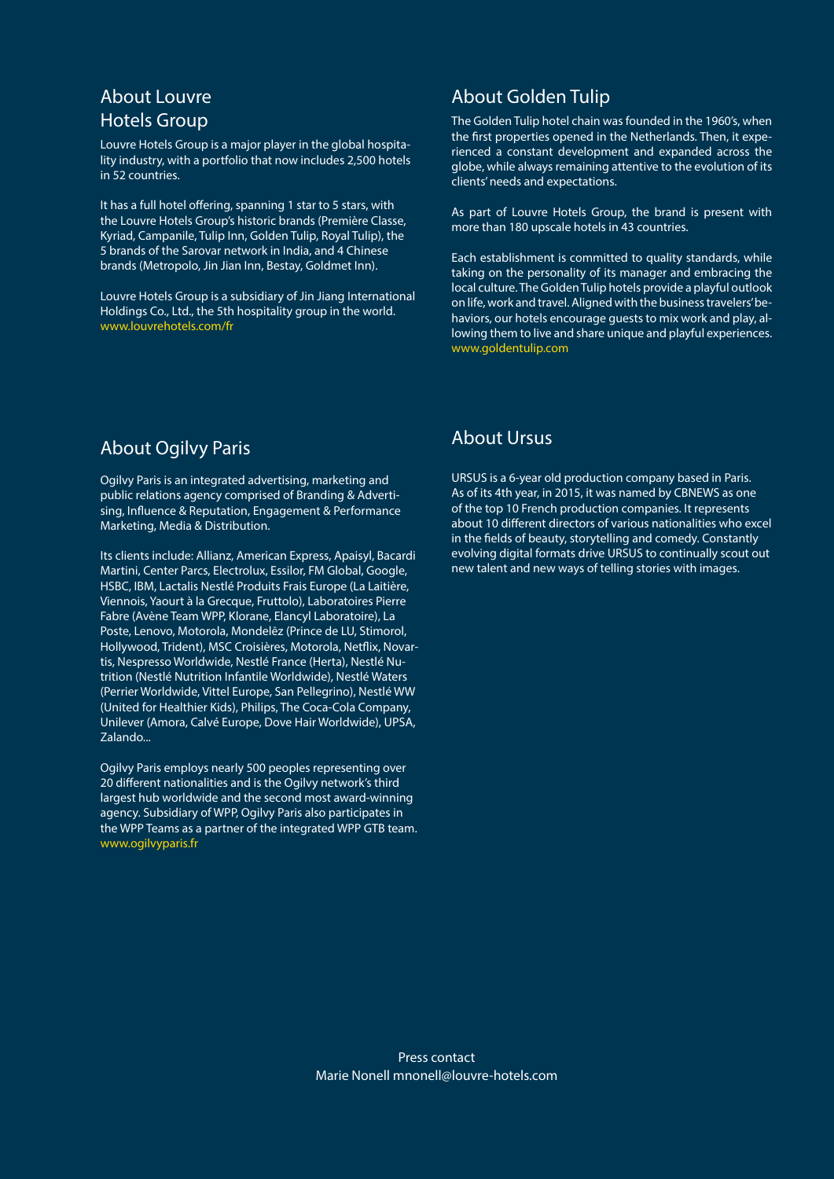## About Louvre Hotels Group

Louvre Hotels Group is a major player in the global hospitality industry, with a portfolio that now includes 2,500 hotels in 52 countries.

It has a full hotel offering, spanning 1 star to 5 stars, with the Louvre Hotels Group's historic brands (Première Classe, Kyriad, Campanile, Tulip Inn, Golden Tulip, Royal Tulip), the 5 brands of the Sarovar network in India, and 4 Chinese brands (Metropolo, Jin Jian Inn, Bestay, Goldmet Inn).

Louvre Hotels Group is a subsidiary of Jin Jiang International Holdings Co., Ltd., the 5th hospitality group in the world.
www.louvrehotels.com/fr

## About Golden Tulip

The Golden Tulip hotel chain was founded in the 1960's, when the first properties opened in the Netherlands. Then, it experienced a constant development and expanded across the globe, while always remaining attentive to the evolution of its clients' needs and expectations.

As part of Louvre Hotels Group, the brand is present with more than 180 upscale hotels in 43 countries.

Each establishment is committed to quality standards, while taking on the personality of its manager and embracing the local culture. The Golden Tulip hotels provide a playful outlook on life, work and travel. Aligned with the business travelers' behaviors, our hotels encourage guests to mix work and play, allowing them to live and share unique and playful experiences.
www.goldentulip.com

## About Ogilvy Paris

Ogilvy Paris is an integrated advertising, marketing and public relations agency comprised of Branding & Advertising, Influence & Reputation, Engagement & Performance Marketing, Media & Distribution.

Its clients include: Allianz, American Express, Apaisyl, Bacardi Martini, Center Parcs, Electrolux, Essilor, FM Global, Google, HSBC, IBM, Lactalis Nestlé Produits Frais Europe (La Laitière, Viennois, Yaourt à la Grecque, Fruttolo), Laboratoires Pierre Fabre (Avène Team WPP, Klorane, Elancyl Laboratoire), La Poste, Lenovo, Motorola, Mondelēz (Prince de LU, Stimorol, Hollywood, Trident), MSC Croisières, Motorola, Netflix, Novartis, Nespresso Worldwide, Nestlé France (Herta), Nestlé Nutrition (Nestlé Nutrition Infantile Worldwide), Nestlé Waters (Perrier Worldwide, Vittel Europe, San Pellegrino), Nestlé WW (United for Healthier Kids), Philips, The Coca-Cola Company, Unilever (Amora, Calvé Europe, Dove Hair Worldwide), UPSA, Zalando...

Ogilvy Paris employs nearly 500 peoples representing over 20 different nationalities and is the Ogilvy network's third largest hub worldwide and the second most award-winning agency. Subsidiary of WPP, Ogilvy Paris also participates in the WPP Teams as a partner of the integrated WPP GTB team.
www.ogilvyparis.fr

## About Ursus

URSUS is a 6-year old production company based in Paris. As of its 4th year, in 2015, it was named by CBNEWS as one of the top 10 French production companies. It represents about 10 different directors of various nationalities who excel in the fields of beauty, storytelling and comedy. Constantly evolving digital formats drive URSUS to continually scout out new talent and new ways of telling stories with images.

Press contact
Marie Nonell mnonell@louvre-hotels.com